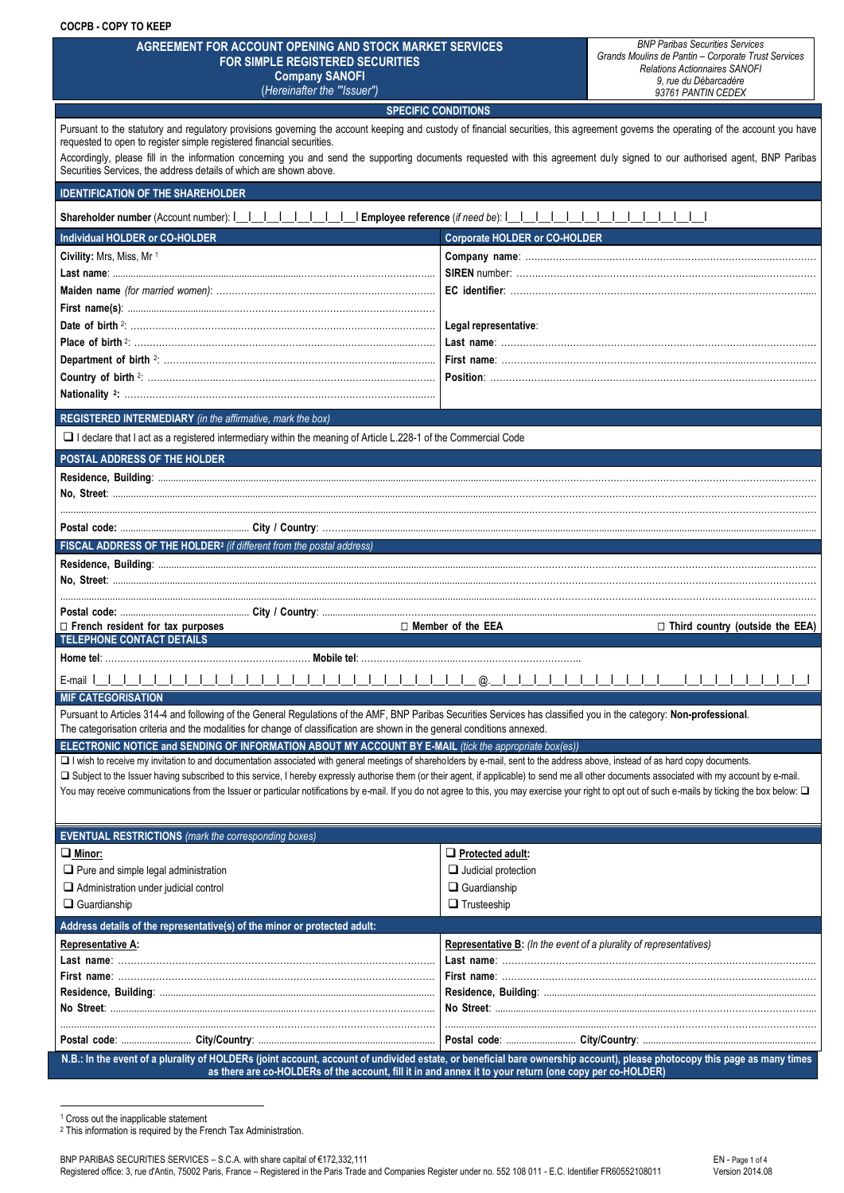COCPB - COPY TO KEEP

# AGREEMENT FOR ACCOUNT OPENING AND STOCK MARKET SERVICES FOR SIMPLE REGISTERED SECURITIES
## Company SANOFI
(*Hereinafter the "'Issuer"*)

*BNP Paribas Securities Services*
*Grands Moulins de Pantin – Corporate Trust Services*
*Relations Actionnaires SANOFI*
*9, rue du Débarcadère*
*93761 PANTIN CEDEX*

## SPECIFIC CONDITIONS

Pursuant to the statutory and regulatory provisions governing the account keeping and custody of financial securities, this agreement governs the operating of the account you have requested to open to register simple registered financial securities.

Accordingly, please fill in the information concerning you and send the supporting documents requested with this agreement duly signed to our authorised agent, BNP Paribas Securities Services, the address details of which are shown above.

### IDENTIFICATION OF THE SHAREHOLDER

**Shareholder number** (Account number): |__|__|__|__|__|__|__|__| **Employee reference** (*if need be*): |__|__|__|__|__|__|__|__|__|__|__|__|__|

| Individual HOLDER or CO-HOLDER | Corporate HOLDER or CO-HOLDER |
|---|---|
| **Civility:** Mrs, Miss, Mr [1] | **Company name**: ........................................ |
| **Last name**: ........................................ | **SIREN** number: ........................................ |
| **Maiden name** (*for married women)*: ........................................ | **EC identifier**: ........................................ |
| **First name(s)**: ........................................ | |
| **Date of birth** [2]: ........................................ | **Legal representative**: |
| **Place of birth** [2]: ........................................ | **Last name**: ........................................ |
| **Department of birth** [2]: ........................................ | **First name**: ........................................ |
| **Country of birth** [2]: ........................................ | **Position**: ........................................ |
| **Nationality** [2]: ........................................ | |

### REGISTERED INTERMEDIARY *(in the affirmative, mark the box)*

❑ I declare that I act as a registered intermediary within the meaning of Article L.228-1 of the Commercial Code

### POSTAL ADDRESS OF THE HOLDER

**Residence, Building**: ........................................

**No, Street**: ........................................

........................................

**Postal code:** .................... **City / Country**: ........................................

### FISCAL ADDRESS OF THE HOLDER[2] *(if different from the postal address)*

**Residence, Building**: ........................................

**No, Street**: ........................................

........................................

**Postal code:** .................... **City / Country**: ........................................

☐ **French resident for tax purposes** ☐ **Member of the EEA** ☐ **Third country (outside the EEA)**

### TELEPHONE CONTACT DETAILS

**Home tel**: .................................... **Mobile tel**: ....................................

E-mail |__|__|__|__|__|__|__|__|__|__|__|__|__|__|__|__|__|__|__|__|__|__|__|__|__| @ |__|__|__|__|__|__|__|__|__|__|__|__|__|__|__|__|__|__|__|__|__|

### MIF CATEGORISATION

Pursuant to Articles 314-4 and following of the General Regulations of the AMF, BNP Paribas Securities Services has classified you in the category: **Non-professional**.
The categorisation criteria and the modalities for change of classification are shown in the general conditions annexed.

### ELECTRONIC NOTICE and SENDING OF INFORMATION ABOUT MY ACCOUNT BY E-MAIL *(tick the appropriate box(es))*

❑ I wish to receive my invitation to and documentation associated with general meetings of shareholders by e-mail, sent to the address shown above, instead of as hard copy documents.

❑ Subject to the Issuer having subscribed to this service, I hereby expressly authorise them (or their agent, if applicable) to send me all other documents associated with my account by e-mail.

You may receive communications from the Issuer or particular notifications by e-mail. If you do not agree to this, you may exercise your right to opt out of such e-mails by ticking the box below: ❑

### EVENTUAL RESTRICTIONS *(mark the corresponding boxes)*

| ❑ **Minor:** | ❑ **Protected adult:** |
|---|---|
| ❑ Pure and simple legal administration | ❑ Judicial protection |
| ❑ Administration under judicial control | ❑ Guardianship |
| ❑ Guardianship | ❑ Trusteeship |

### Address details of the representative(s) of the minor or protected adult:

| **Representative A:** | **Representative B:** *(In the event of a plurality of representatives)* |
|---|---|
| **Last name**: ........................................ | **Last name**: ........................................ |
| **First name**: ........................................ | **First name**: ........................................ |
| **Residence, Building**: ........................................ | **Residence, Building**: ........................................ |
| **No Street**: ........................................ | **No Street**: ........................................ |
| ........................................ | ........................................ |
| **Postal code**: .................. **City/Country**: .................. | **Postal code**: .................. **City/Country**: .................. |

**N.B.: In the event of a plurality of HOLDERs (joint account, account of undivided estate, or beneficial bare ownership account), please photocopy this page as many times as there are co-HOLDERs of the account, fill it in and annex it to your return (one copy per co-HOLDER)**

[1] Cross out the inapplicable statement
[2] This information is required by the French Tax Administration.

BNP PARIBAS SECURITIES SERVICES – S.C.A. with share capital of €172,332,111
Registered office: 3, rue d'Antin, 75002 Paris, France – Registered in the Paris Trade and Companies Register under no. 552 108 011 - E.C. Identifier FR60552108011

Version 2014.08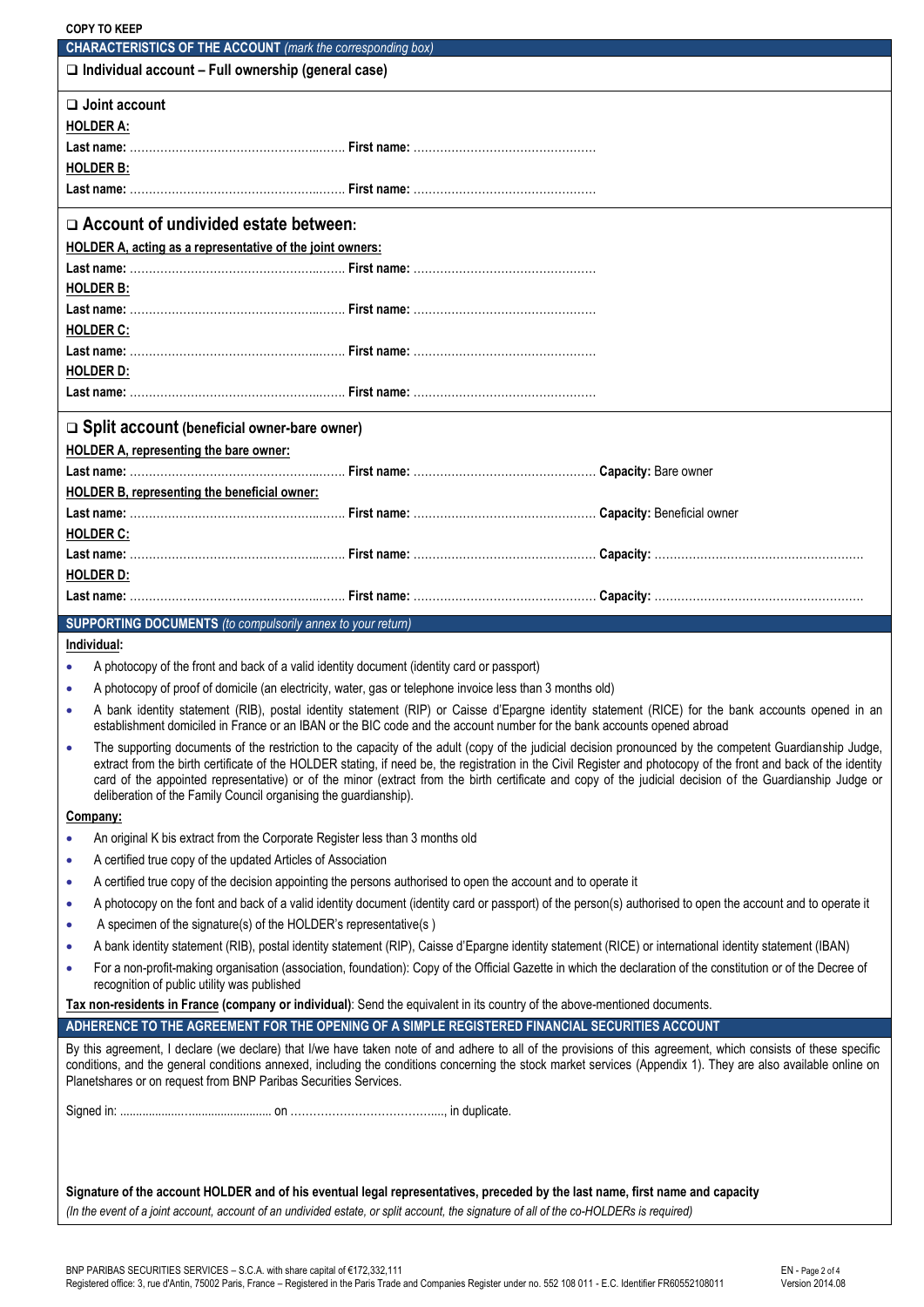**COPY TO KEEP**

## CHARACTERISTICS OF THE ACCOUNT *(mark the corresponding box)*

❑ **Individual account – Full ownership (general case)**

❑ **Joint account**

**HOLDER A:**

**Last name:** ……………………………………………… **First name:** ………………………………………

**HOLDER B:**

**Last name:** ……………………………………………… **First name:** ………………………………………

❑ **Account of undivided estate between:**

**HOLDER A, acting as a representative of the joint owners:**

**Last name:** ……………………………………………… **First name:** ………………………………………

**HOLDER B:**

**Last name:** ……………………………………………… **First name:** ………………………………………

**HOLDER C:**

**Last name:** ……………………………………………… **First name:** ………………………………………

**HOLDER D:**

**Last name:** ……………………………………………… **First name:** ………………………………………

❑ **Split account (beneficial owner-bare owner)**

**HOLDER A, representing the bare owner:**

**Last name:** ……………………………………………… **First name:** ……………………………………… **Capacity:** Bare owner

**HOLDER B, representing the beneficial owner:**

**Last name:** ……………………………………………… **First name:** ……………………………………… **Capacity:** Beneficial owner

**HOLDER C:**

**Last name:** ……………………………………………… **First name:** ……………………………………… **Capacity:** ……………………………………………

**HOLDER D:**

**Last name:** ……………………………………………… **First name:** ……………………………………… **Capacity:** ……………………………………………

## SUPPORTING DOCUMENTS *(to compulsorily annex to your return)*

**Individual:**

- A photocopy of the front and back of a valid identity document (identity card or passport)
- A photocopy of proof of domicile (an electricity, water, gas or telephone invoice less than 3 months old)
- A bank identity statement (RIB), postal identity statement (RIP) or Caisse d'Epargne identity statement (RICE) for the bank accounts opened in an establishment domiciled in France or an IBAN or the BIC code and the account number for the bank accounts opened abroad
- The supporting documents of the restriction to the capacity of the adult (copy of the judicial decision pronounced by the competent Guardianship Judge, extract from the birth certificate of the HOLDER stating, if need be, the registration in the Civil Register and photocopy of the front and back of the identity card of the appointed representative) or of the minor (extract from the birth certificate and copy of the judicial decision of the Guardianship Judge or deliberation of the Family Council organising the guardianship).

**Company:**

- An original K bis extract from the Corporate Register less than 3 months old
- A certified true copy of the updated Articles of Association
- A certified true copy of the decision appointing the persons authorised to open the account and to operate it
- A photocopy on the font and back of a valid identity document (identity card or passport) of the person(s) authorised to open the account and to operate it
- A specimen of the signature(s) of the HOLDER's representative(s )
- A bank identity statement (RIB), postal identity statement (RIP), Caisse d'Epargne identity statement (RICE) or international identity statement (IBAN)
- For a non-profit-making organisation (association, foundation): Copy of the Official Gazette in which the declaration of the constitution or of the Decree of recognition of public utility was published

**Tax non-residents in France (company or individual)**: Send the equivalent in its country of the above-mentioned documents.

## ADHERENCE TO THE AGREEMENT FOR THE OPENING OF A SIMPLE REGISTERED FINANCIAL SECURITIES ACCOUNT

By this agreement, I declare (we declare) that I/we have taken note of and adhere to all of the provisions of this agreement, which consists of these specific conditions, and the general conditions annexed, including the conditions concerning the stock market services (Appendix 1). They are also available online on Planetshares or on request from BNP Paribas Securities Services.

Signed in: ……………………………………… on …………………………………, in duplicate.

**Signature of the account HOLDER and of his eventual legal representatives, preceded by the last name, first name and capacity**

*(In the event of a joint account, account of an undivided estate, or split account, the signature of all of the co-HOLDERs is required)*

BNP PARIBAS SECURITIES SERVICES – S.C.A. with share capital of €172,332,111
Registered office: 3, rue d'Antin, 75002 Paris, France – Registered in the Paris Trade and Companies Register under no. 552 108 011 - E.C. Identifier FR60552108011

Version 2014.08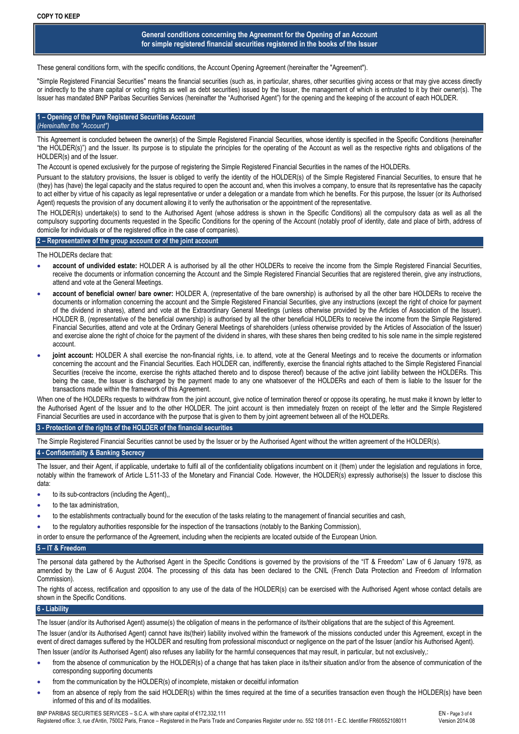**COPY TO KEEP**

# General conditions concerning the Agreement for the Opening of an Account for simple registered financial securities registered in the books of the Issuer

These general conditions form, with the specific conditions, the Account Opening Agreement (hereinafter the "Agreement").

"Simple Registered Financial Securities" means the financial securities (such as, in particular, shares, other securities giving access or that may give access directly or indirectly to the share capital or voting rights as well as debt securities) issued by the Issuer, the management of which is entrusted to it by their owner(s). The Issuer has mandated BNP Paribas Securities Services (hereinafter the "Authorised Agent") for the opening and the keeping of the account of each HOLDER.

## 1 – Opening of the Pure Registered Securities Account *(Hereinafter the "Account")*

This Agreement is concluded between the owner(s) of the Simple Registered Financial Securities, whose identity is specified in the Specific Conditions (hereinafter "the HOLDER(s)") and the Issuer. Its purpose is to stipulate the principles for the operating of the Account as well as the respective rights and obligations of the HOLDER(s) and of the Issuer.

The Account is opened exclusively for the purpose of registering the Simple Registered Financial Securities in the names of the HOLDERs.

Pursuant to the statutory provisions, the Issuer is obliged to verify the identity of the HOLDER(s) of the Simple Registered Financial Securities, to ensure that he (they) has (have) the legal capacity and the status required to open the account and, when this involves a company, to ensure that its representative has the capacity to act either by virtue of his capacity as legal representative or under a delegation or a mandate from which he benefits. For this purpose, the Issuer (or its Authorised Agent) requests the provision of any document allowing it to verify the authorisation or the appointment of the representative.

The HOLDER(s) undertake(s) to send to the Authorised Agent (whose address is shown in the Specific Conditions) all the compulsory data as well as all the compulsory supporting documents requested in the Specific Conditions for the opening of the Account (notably proof of identity, date and place of birth, address of domicile for individuals or of the registered office in the case of companies).

## 2 – Representative of the group account or of the joint account

The HOLDERs declare that:

- **account of undivided estate:** HOLDER A is authorised by all the other HOLDERs to receive the income from the Simple Registered Financial Securities, receive the documents or information concerning the Account and the Simple Registered Financial Securities that are registered therein, give any instructions, attend and vote at the General Meetings.
- **account of beneficial owner/ bare owner:** HOLDER A, (representative of the bare ownership) is authorised by all the other bare HOLDERs to receive the documents or information concerning the account and the Simple Registered Financial Securities, give any instructions (except the right of choice for payment of the dividend in shares), attend and vote at the Extraordinary General Meetings (unless otherwise provided by the Articles of Association of the Issuer). HOLDER B, (representative of the beneficial ownership) is authorised by all the other beneficial HOLDERs to receive the income from the Simple Registered Financial Securities, attend and vote at the Ordinary General Meetings of shareholders (unless otherwise provided by the Articles of Association of the Issuer) and exercise alone the right of choice for the payment of the dividend in shares, with these shares then being credited to his sole name in the simple registered account.
- **joint account:** HOLDER A shall exercise the non-financial rights, i.e. to attend, vote at the General Meetings and to receive the documents or information concerning the account and the Financial Securities. Each HOLDER can, indifferently, exercise the financial rights attached to the Simple Registered Financial Securities (receive the income, exercise the rights attached thereto and to dispose thereof) because of the active joint liability between the HOLDERs. This being the case, the Issuer is discharged by the payment made to any one whatsoever of the HOLDERs and each of them is liable to the Issuer for the transactions made within the framework of this Agreement.

When one of the HOLDERs requests to withdraw from the joint account, give notice of termination thereof or oppose its operating, he must make it known by letter to the Authorised Agent of the Issuer and to the other HOLDER. The joint account is then immediately frozen on receipt of the letter and the Simple Registered Financial Securities are used in accordance with the purpose that is given to them by joint agreement between all of the HOLDERs.

## 3 - Protection of the rights of the HOLDER of the financial securities

The Simple Registered Financial Securities cannot be used by the Issuer or by the Authorised Agent without the written agreement of the HOLDER(s).

## 4 - Confidentiality & Banking Secrecy

The Issuer, and their Agent, if applicable, undertake to fulfil all of the confidentiality obligations incumbent on it (them) under the legislation and regulations in force, notably within the framework of Article L.511-33 of the Monetary and Financial Code. However, the HOLDER(s) expressly authorise(s) the Issuer to disclose this data:

- to its sub-contractors (including the Agent),,
- to the tax administration,
- to the establishments contractually bound for the execution of the tasks relating to the management of financial securities and cash,
- to the regulatory authorities responsible for the inspection of the transactions (notably to the Banking Commission),

in order to ensure the performance of the Agreement, including when the recipients are located outside of the European Union.

## 5 – IT & Freedom

The personal data gathered by the Authorised Agent in the Specific Conditions is governed by the provisions of the "IT & Freedom" Law of 6 January 1978, as amended by the Law of 6 August 2004. The processing of this data has been declared to the CNIL (French Data Protection and Freedom of Information Commission).

The rights of access, rectification and opposition to any use of the data of the HOLDER(s) can be exercised with the Authorised Agent whose contact details are shown in the Specific Conditions.

## 6 - Liability

The Issuer (and/or its Authorised Agent) assume(s) the obligation of means in the performance of its/their obligations that are the subject of this Agreement.

The Issuer (and/or its Authorised Agent) cannot have its(their) liability involved within the framework of the missions conducted under this Agreement, except in the event of direct damages suffered by the HOLDER and resulting from professional misconduct or negligence on the part of the Issuer (and/or his Authorised Agent).

Then Issuer (and/or its Authorised Agent) also refuses any liability for the harmful consequences that may result, in particular, but not exclusively,:

- from the absence of communication by the HOLDER(s) of a change that has taken place in its/their situation and/or from the absence of communication of the corresponding supporting documents
- from the communication by the HOLDER(s) of incomplete, mistaken or deceitful information
- from an absence of reply from the said HOLDER(s) within the times required at the time of a securities transaction even though the HOLDER(s) have been informed of this and of its modalities.

BNP PARIBAS SECURITIES SERVICES – S.C.A. with share capital of €172,332,111
Registered office: 3, rue d'Antin, 75002 Paris, France – Registered in the Paris Trade and Companies Register under no. 552 108 011 - E.C. Identifier FR60552108011
Version 2014.08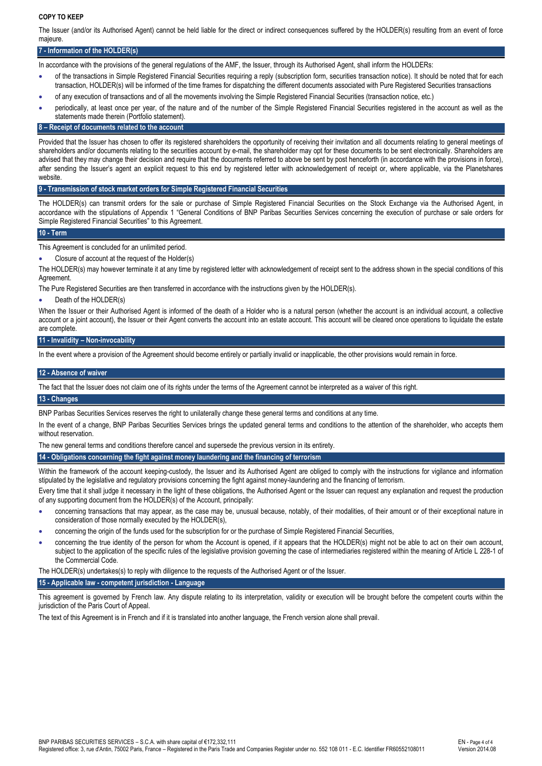**COPY TO KEEP**

The Issuer (and/or its Authorised Agent) cannot be held liable for the direct or indirect consequences suffered by the HOLDER(s) resulting from an event of force majeure.

## 7 - Information of the HOLDER(s)

In accordance with the provisions of the general regulations of the AMF, the Issuer, through its Authorised Agent, shall inform the HOLDERs:

- of the transactions in Simple Registered Financial Securities requiring a reply (subscription form, securities transaction notice). It should be noted that for each transaction, HOLDER(s) will be informed of the time frames for dispatching the different documents associated with Pure Registered Securities transactions
- of any execution of transactions and of all the movements involving the Simple Registered Financial Securities (transaction notice, etc.)
- periodically, at least once per year, of the nature and of the number of the Simple Registered Financial Securities registered in the account as well as the statements made therein (Portfolio statement).

## 8 – Receipt of documents related to the account

Provided that the Issuer has chosen to offer its registered shareholders the opportunity of receiving their invitation and all documents relating to general meetings of shareholders and/or documents relating to the securities account by e-mail, the shareholder may opt for these documents to be sent electronically. Shareholders are advised that they may change their decision and require that the documents referred to above be sent by post henceforth (in accordance with the provisions in force), after sending the Issuer's agent an explicit request to this end by registered letter with acknowledgement of receipt or, where applicable, via the Planetshares website.

## 9 - Transmission of stock market orders for Simple Registered Financial Securities

The HOLDER(s) can transmit orders for the sale or purchase of Simple Registered Financial Securities on the Stock Exchange via the Authorised Agent, in accordance with the stipulations of Appendix 1 "General Conditions of BNP Paribas Securities Services concerning the execution of purchase or sale orders for Simple Registered Financial Securities" to this Agreement.

## 10 - Term

This Agreement is concluded for an unlimited period.

- Closure of account at the request of the Holder(s)

The HOLDER(s) may however terminate it at any time by registered letter with acknowledgement of receipt sent to the address shown in the special conditions of this Agreement.

The Pure Registered Securities are then transferred in accordance with the instructions given by the HOLDER(s).

- Death of the HOLDER(s)

When the Issuer or their Authorised Agent is informed of the death of a Holder who is a natural person (whether the account is an individual account, a collective account or a joint account), the Issuer or their Agent converts the account into an estate account. This account will be cleared once operations to liquidate the estate are complete.

## 11 - Invalidity – Non-invocability

In the event where a provision of the Agreement should become entirely or partially invalid or inapplicable, the other provisions would remain in force.

## 12 - Absence of waiver

The fact that the Issuer does not claim one of its rights under the terms of the Agreement cannot be interpreted as a waiver of this right.

## 13 - Changes

BNP Paribas Securities Services reserves the right to unilaterally change these general terms and conditions at any time.

In the event of a change, BNP Paribas Securities Services brings the updated general terms and conditions to the attention of the shareholder, who accepts them without reservation.

The new general terms and conditions therefore cancel and supersede the previous version in its entirety.

## 14 - Obligations concerning the fight against money laundering and the financing of terrorism

Within the framework of the account keeping-custody, the Issuer and its Authorised Agent are obliged to comply with the instructions for vigilance and information stipulated by the legislative and regulatory provisions concerning the fight against money-laundering and the financing of terrorism.

Every time that it shall judge it necessary in the light of these obligations, the Authorised Agent or the Issuer can request any explanation and request the production of any supporting document from the HOLDER(s) of the Account, principally:

- concerning transactions that may appear, as the case may be, unusual because, notably, of their modalities, of their amount or of their exceptional nature in consideration of those normally executed by the HOLDER(s),
- concerning the origin of the funds used for the subscription for or the purchase of Simple Registered Financial Securities,
- concerning the true identity of the person for whom the Account is opened, if it appears that the HOLDER(s) might not be able to act on their own account, subject to the application of the specific rules of the legislative provision governing the case of intermediaries registered within the meaning of Article L 228-1 of the Commercial Code.

The HOLDER(s) undertakes(s) to reply with diligence to the requests of the Authorised Agent or of the Issuer.

## 15 - Applicable law - competent jurisdiction - Language

This agreement is governed by French law. Any dispute relating to its interpretation, validity or execution will be brought before the competent courts within the jurisdiction of the Paris Court of Appeal.

The text of this Agreement is in French and if it is translated into another language, the French version alone shall prevail.